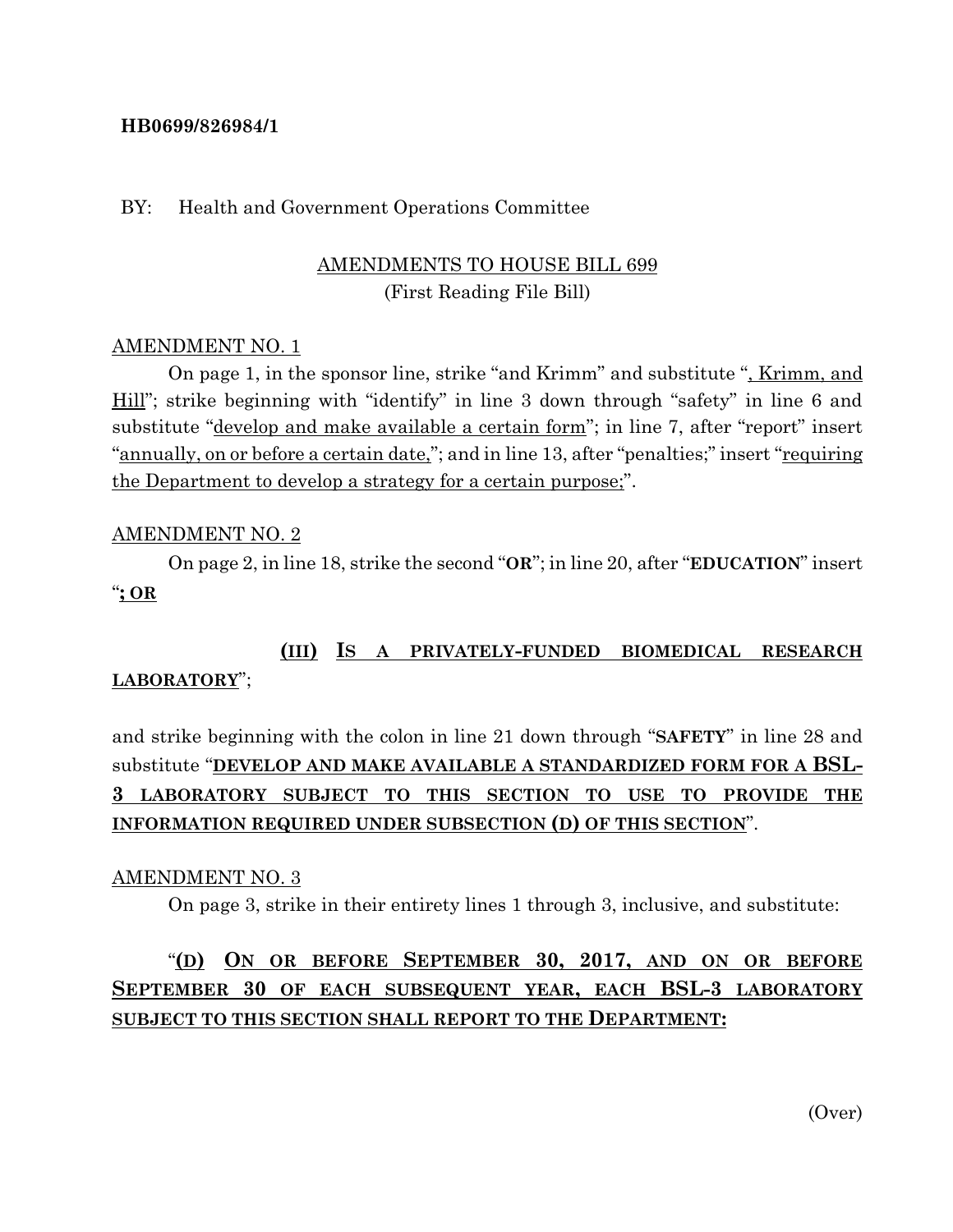**HB0699/826984/1**

BY: Health and Government Operations Committee

AMENDMENTS TO HOUSE BILL 699
(First Reading File Bill)

AMENDMENT NO. 1

On page 1, in the sponsor line, strike "and Krimm" and substitute "<u>, Krimm, and Hill</u>"; strike beginning with "identify" in line 3 down through "safety" in line 6 and substitute "<u>develop and make available a certain form</u>"; in line 7, after "report" insert "<u>annually, on or before a certain date,</u>"; and in line 13, after "penalties;" insert "<u>requiring the Department to develop a strategy for a certain purpose;</u>".

AMENDMENT NO. 2

On page 2, in line 18, strike the second "**OR**"; in line 20, after "**EDUCATION**" insert "**<u>; OR</u>**

**<u>(III) IS A PRIVATELY-FUNDED BIOMEDICAL RESEARCH LABORATORY</u>**";

and strike beginning with the colon in line 21 down through "**SAFETY**" in line 28 and substitute "**<u>DEVELOP AND MAKE AVAILABLE A STANDARDIZED FORM FOR A BSL-3 LABORATORY SUBJECT TO THIS SECTION TO USE TO PROVIDE THE INFORMATION REQUIRED UNDER SUBSECTION (D) OF THIS SECTION</u>**".

AMENDMENT NO. 3

On page 3, strike in their entirety lines 1 through 3, inclusive, and substitute:

"**<u>(D) ON OR BEFORE SEPTEMBER 30, 2017, AND ON OR BEFORE SEPTEMBER 30 OF EACH SUBSEQUENT YEAR, EACH BSL-3 LABORATORY SUBJECT TO THIS SECTION SHALL REPORT TO THE DEPARTMENT:</u>**

(Over)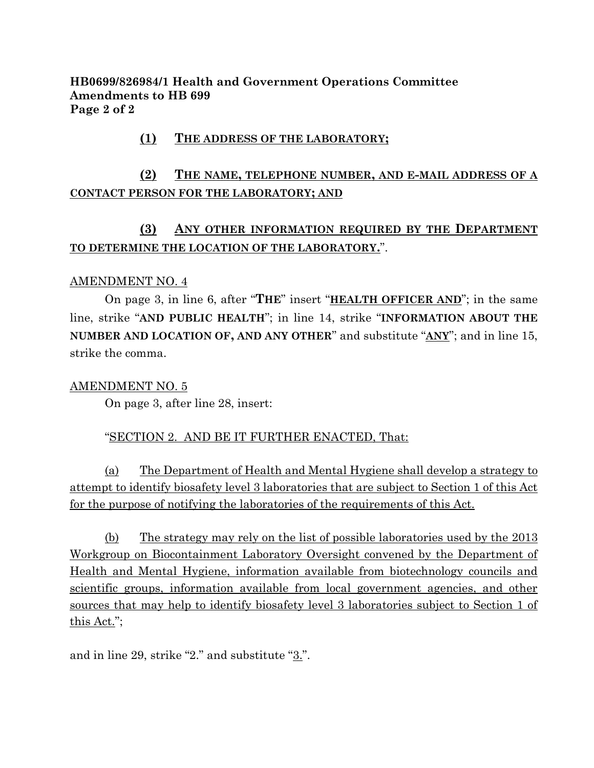**HB0699/826984/1 Health and Government Operations Committee**
**Amendments to HB 699**

**(1)** **THE ADDRESS OF THE LABORATORY;**

**(2)** **THE NAME, TELEPHONE NUMBER, AND E-MAIL ADDRESS OF A CONTACT PERSON FOR THE LABORATORY; AND**

**(3)** **ANY OTHER INFORMATION REQUIRED BY THE DEPARTMENT TO DETERMINE THE LOCATION OF THE LABORATORY.**".

AMENDMENT NO. 4

On page 3, in line 6, after "**THE**" insert "**HEALTH OFFICER AND**"; in the same line, strike "**AND PUBLIC HEALTH**"; in line 14, strike "**INFORMATION ABOUT THE NUMBER AND LOCATION OF, AND ANY OTHER**" and substitute "**ANY**"; and in line 15, strike the comma.

AMENDMENT NO. 5

On page 3, after line 28, insert:

"SECTION 2. AND BE IT FURTHER ENACTED, That:

(a) The Department of Health and Mental Hygiene shall develop a strategy to attempt to identify biosafety level 3 laboratories that are subject to Section 1 of this Act for the purpose of notifying the laboratories of the requirements of this Act.

(b) The strategy may rely on the list of possible laboratories used by the 2013 Workgroup on Biocontainment Laboratory Oversight convened by the Department of Health and Mental Hygiene, information available from biotechnology councils and scientific groups, information available from local government agencies, and other sources that may help to identify biosafety level 3 laboratories subject to Section 1 of this Act.";

and in line 29, strike "2." and substitute "3.".